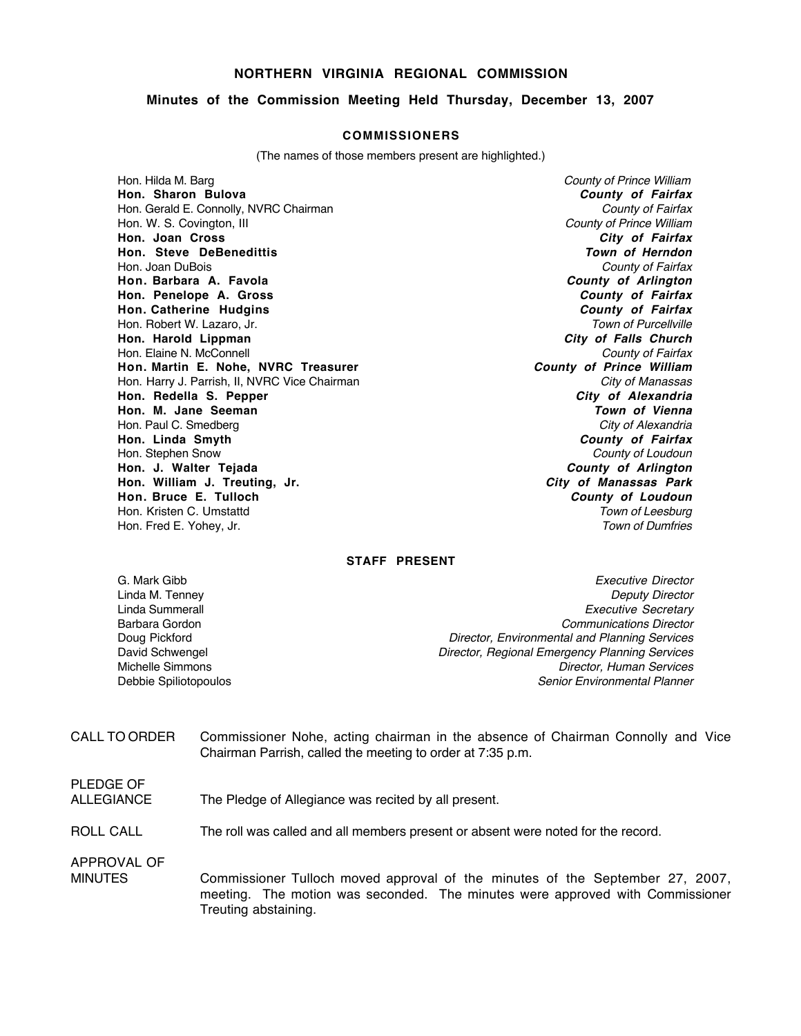# NORTHERN VIRGINIA REGIONAL COMMISSION

## Minutes of the Commission Meeting Held Thursday, December 13, 2007

### COMMISSIONERS

(The names of those members present are highlighted.)

| | |
|---|---|
| Hon. Hilda M. Barg | *County of Prince William* |
| **Hon. Sharon Bulova** | ***County of Fairfax*** |
| Hon. Gerald E. Connolly, NVRC Chairman | *County of Fairfax* |
| Hon. W. S. Covington, III | *County of Prince William* |
| **Hon. Joan Cross** | ***City of Fairfax*** |
| **Hon. Steve DeBenedittis** | ***Town of Herndon*** |
| Hon. Joan DuBois | *County of Fairfax* |
| **Hon. Barbara A. Favola** | ***County of Arlington*** |
| **Hon. Penelope A. Gross** | ***County of Fairfax*** |
| **Hon. Catherine Hudgins** | ***County of Fairfax*** |
| Hon. Robert W. Lazaro, Jr. | *Town of Purcellville* |
| **Hon. Harold Lippman** | ***City of Falls Church*** |
| Hon. Elaine N. McConnell | *County of Fairfax* |
| **Hon. Martin E. Nohe, NVRC Treasurer** | ***County of Prince William*** |
| Hon. Harry J. Parrish, II, NVRC Vice Chairman | *City of Manassas* |
| **Hon. Redella S. Pepper** | ***City of Alexandria*** |
| **Hon. M. Jane Seeman** | ***Town of Vienna*** |
| Hon. Paul C. Smedberg | *City of Alexandria* |
| **Hon. Linda Smyth** | ***County of Fairfax*** |
| Hon. Stephen Snow | *County of Loudoun* |
| **Hon. J. Walter Tejada** | ***County of Arlington*** |
| **Hon. William J. Treuting, Jr.** | ***City of Manassas Park*** |
| **Hon. Bruce E. Tulloch** | ***County of Loudoun*** |
| Hon. Kristen C. Umstattd | *Town of Leesburg* |
| Hon. Fred E. Yohey, Jr. | *Town of Dumfries* |

### STAFF PRESENT

| | |
|---|---|
| G. Mark Gibb | *Executive Director* |
| Linda M. Tenney | *Deputy Director* |
| Linda Summerall | *Executive Secretary* |
| Barbara Gordon | *Communications Director* |
| Doug Pickford | *Director, Environmental and Planning Services* |
| David Schwengel | *Director, Regional Emergency Planning Services* |
| Michelle Simmons | *Director, Human Services* |
| Debbie Spiliotopoulos | *Senior Environmental Planner* |

CALL TO ORDER — Commissioner Nohe, acting chairman in the absence of Chairman Connolly and Vice Chairman Parrish, called the meeting to order at 7:35 p.m.

PLEDGE OF ALLEGIANCE — The Pledge of Allegiance was recited by all present.

ROLL CALL — The roll was called and all members present or absent were noted for the record.

APPROVAL OF MINUTES — Commissioner Tulloch moved approval of the minutes of the September 27, 2007, meeting. The motion was seconded. The minutes were approved with Commissioner Treuting abstaining.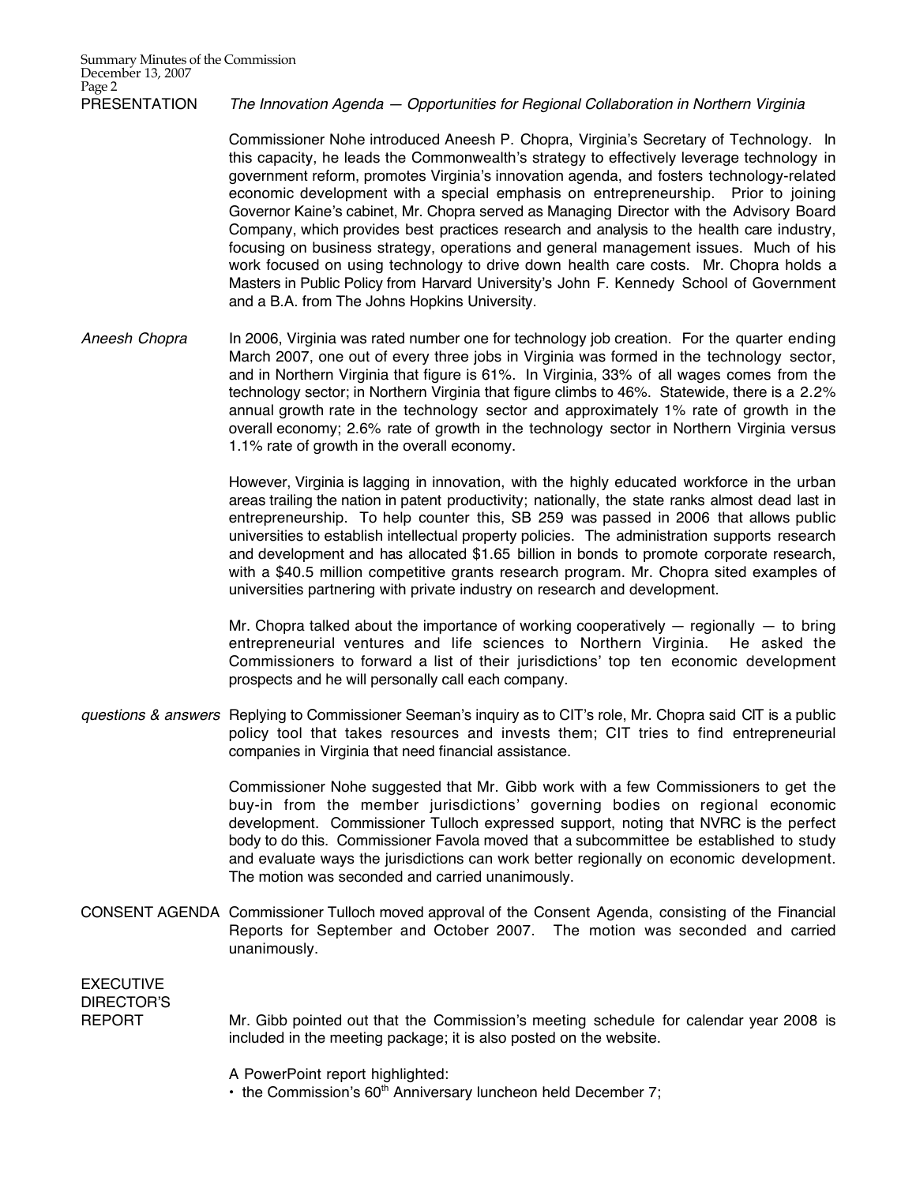PRESENTATION *The Innovation Agenda — Opportunities for Regional Collaboration in Northern Virginia*

Commissioner Nohe introduced Aneesh P. Chopra, Virginia's Secretary of Technology. In this capacity, he leads the Commonwealth's strategy to effectively leverage technology in government reform, promotes Virginia's innovation agenda, and fosters technology-related economic development with a special emphasis on entrepreneurship. Prior to joining Governor Kaine's cabinet, Mr. Chopra served as Managing Director with the Advisory Board Company, which provides best practices research and analysis to the health care industry, focusing on business strategy, operations and general management issues. Much of his work focused on using technology to drive down health care costs. Mr. Chopra holds a Masters in Public Policy from Harvard University's John F. Kennedy School of Government and a B.A. from The Johns Hopkins University.

*Aneesh Chopra* In 2006, Virginia was rated number one for technology job creation. For the quarter ending March 2007, one out of every three jobs in Virginia was formed in the technology sector, and in Northern Virginia that figure is 61%. In Virginia, 33% of all wages comes from the technology sector; in Northern Virginia that figure climbs to 46%. Statewide, there is a 2.2% annual growth rate in the technology sector and approximately 1% rate of growth in the overall economy; 2.6% rate of growth in the technology sector in Northern Virginia versus 1.1% rate of growth in the overall economy.

However, Virginia is lagging in innovation, with the highly educated workforce in the urban areas trailing the nation in patent productivity; nationally, the state ranks almost dead last in entrepreneurship. To help counter this, SB 259 was passed in 2006 that allows public universities to establish intellectual property policies. The administration supports research and development and has allocated $1.65 billion in bonds to promote corporate research, with a $40.5 million competitive grants research program. Mr. Chopra sited examples of universities partnering with private industry on research and development.

Mr. Chopra talked about the importance of working cooperatively — regionally — to bring entrepreneurial ventures and life sciences to Northern Virginia. He asked the Commissioners to forward a list of their jurisdictions' top ten economic development prospects and he will personally call each company.

*questions & answers* Replying to Commissioner Seeman's inquiry as to CIT's role, Mr. Chopra said CIT is a public policy tool that takes resources and invests them; CIT tries to find entrepreneurial companies in Virginia that need financial assistance.

Commissioner Nohe suggested that Mr. Gibb work with a few Commissioners to get the buy-in from the member jurisdictions' governing bodies on regional economic development. Commissioner Tulloch expressed support, noting that NVRC is the perfect body to do this. Commissioner Favola moved that a subcommittee be established to study and evaluate ways the jurisdictions can work better regionally on economic development. The motion was seconded and carried unanimously.

CONSENT AGENDA Commissioner Tulloch moved approval of the Consent Agenda, consisting of the Financial Reports for September and October 2007. The motion was seconded and carried unanimously.

EXECUTIVE DIRECTOR'S REPORT Mr. Gibb pointed out that the Commission's meeting schedule for calendar year 2008 is included in the meeting package; it is also posted on the website.

A PowerPoint report highlighted:

- the Commission's 60th Anniversary luncheon held December 7;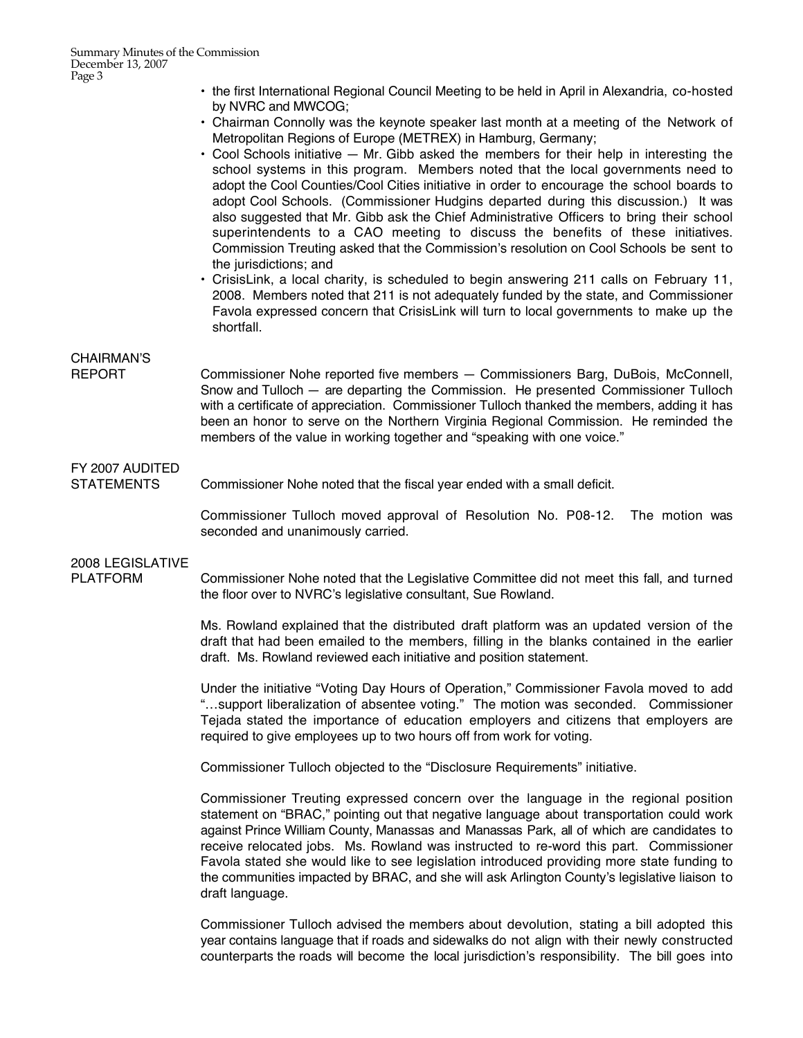- the first International Regional Council Meeting to be held in April in Alexandria, co-hosted by NVRC and MWCOG;
- Chairman Connolly was the keynote speaker last month at a meeting of the Network of Metropolitan Regions of Europe (METREX) in Hamburg, Germany;
- Cool Schools initiative — Mr. Gibb asked the members for their help in interesting the school systems in this program. Members noted that the local governments need to adopt the Cool Counties/Cool Cities initiative in order to encourage the school boards to adopt Cool Schools. (Commissioner Hudgins departed during this discussion.) It was also suggested that Mr. Gibb ask the Chief Administrative Officers to bring their school superintendents to a CAO meeting to discuss the benefits of these initiatives. Commission Treuting asked that the Commission's resolution on Cool Schools be sent to the jurisdictions; and
- CrisisLink, a local charity, is scheduled to begin answering 211 calls on February 11, 2008. Members noted that 211 is not adequately funded by the state, and Commissioner Favola expressed concern that CrisisLink will turn to local governments to make up the shortfall.

**CHAIRMAN'S REPORT**

Commissioner Nohe reported five members — Commissioners Barg, DuBois, McConnell, Snow and Tulloch — are departing the Commission. He presented Commissioner Tulloch with a certificate of appreciation. Commissioner Tulloch thanked the members, adding it has been an honor to serve on the Northern Virginia Regional Commission. He reminded the members of the value in working together and "speaking with one voice."

**FY 2007 AUDITED STATEMENTS**

Commissioner Nohe noted that the fiscal year ended with a small deficit.

Commissioner Tulloch moved approval of Resolution No. P08-12. The motion was seconded and unanimously carried.

**2008 LEGISLATIVE PLATFORM**

Commissioner Nohe noted that the Legislative Committee did not meet this fall, and turned the floor over to NVRC's legislative consultant, Sue Rowland.

Ms. Rowland explained that the distributed draft platform was an updated version of the draft that had been emailed to the members, filling in the blanks contained in the earlier draft. Ms. Rowland reviewed each initiative and position statement.

Under the initiative "Voting Day Hours of Operation," Commissioner Favola moved to add "…support liberalization of absentee voting." The motion was seconded. Commissioner Tejada stated the importance of education employers and citizens that employers are required to give employees up to two hours off from work for voting.

Commissioner Tulloch objected to the "Disclosure Requirements" initiative.

Commissioner Treuting expressed concern over the language in the regional position statement on "BRAC," pointing out that negative language about transportation could work against Prince William County, Manassas and Manassas Park, all of which are candidates to receive relocated jobs. Ms. Rowland was instructed to re-word this part. Commissioner Favola stated she would like to see legislation introduced providing more state funding to the communities impacted by BRAC, and she will ask Arlington County's legislative liaison to draft language.

Commissioner Tulloch advised the members about devolution, stating a bill adopted this year contains language that if roads and sidewalks do not align with their newly constructed counterparts the roads will become the local jurisdiction's responsibility. The bill goes into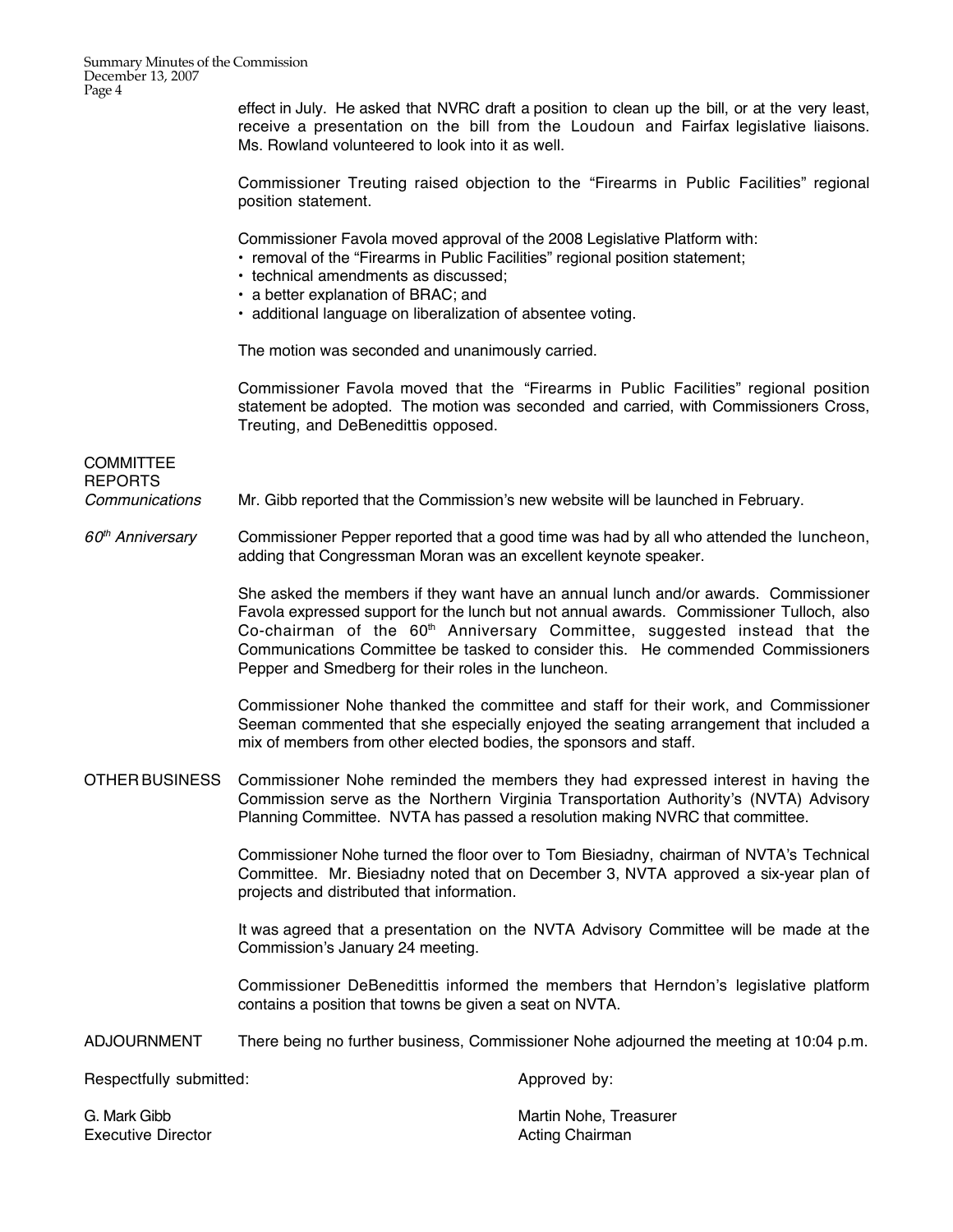effect in July. He asked that NVRC draft a position to clean up the bill, or at the very least, receive a presentation on the bill from the Loudoun and Fairfax legislative liaisons. Ms. Rowland volunteered to look into it as well.

Commissioner Treuting raised objection to the "Firearms in Public Facilities" regional position statement.

Commissioner Favola moved approval of the 2008 Legislative Platform with:

- removal of the "Firearms in Public Facilities" regional position statement;
- technical amendments as discussed;
- a better explanation of BRAC; and
- additional language on liberalization of absentee voting.

The motion was seconded and unanimously carried.

Commissioner Favola moved that the "Firearms in Public Facilities" regional position statement be adopted. The motion was seconded and carried, with Commissioners Cross, Treuting, and DeBenedittis opposed.

## COMMITTEE REPORTS

*Communications*

Mr. Gibb reported that the Commission's new website will be launched in February.

*60th Anniversary*

Commissioner Pepper reported that a good time was had by all who attended the luncheon, adding that Congressman Moran was an excellent keynote speaker.

She asked the members if they want have an annual lunch and/or awards. Commissioner Favola expressed support for the lunch but not annual awards. Commissioner Tulloch, also Co-chairman of the 60th Anniversary Committee, suggested instead that the Communications Committee be tasked to consider this. He commended Commissioners Pepper and Smedberg for their roles in the luncheon.

Commissioner Nohe thanked the committee and staff for their work, and Commissioner Seeman commented that she especially enjoyed the seating arrangement that included a mix of members from other elected bodies, the sponsors and staff.

## OTHER BUSINESS

Commissioner Nohe reminded the members they had expressed interest in having the Commission serve as the Northern Virginia Transportation Authority's (NVTA) Advisory Planning Committee. NVTA has passed a resolution making NVRC that committee.

Commissioner Nohe turned the floor over to Tom Biesiadny, chairman of NVTA's Technical Committee. Mr. Biesiadny noted that on December 3, NVTA approved a six-year plan of projects and distributed that information.

It was agreed that a presentation on the NVTA Advisory Committee will be made at the Commission's January 24 meeting.

Commissioner DeBenedittis informed the members that Herndon's legislative platform contains a position that towns be given a seat on NVTA.

## ADJOURNMENT

There being no further business, Commissioner Nohe adjourned the meeting at 10:04 p.m.

Respectfully submitted:

G. Mark Gibb
Executive Director

Approved by:

Martin Nohe, Treasurer
Acting Chairman